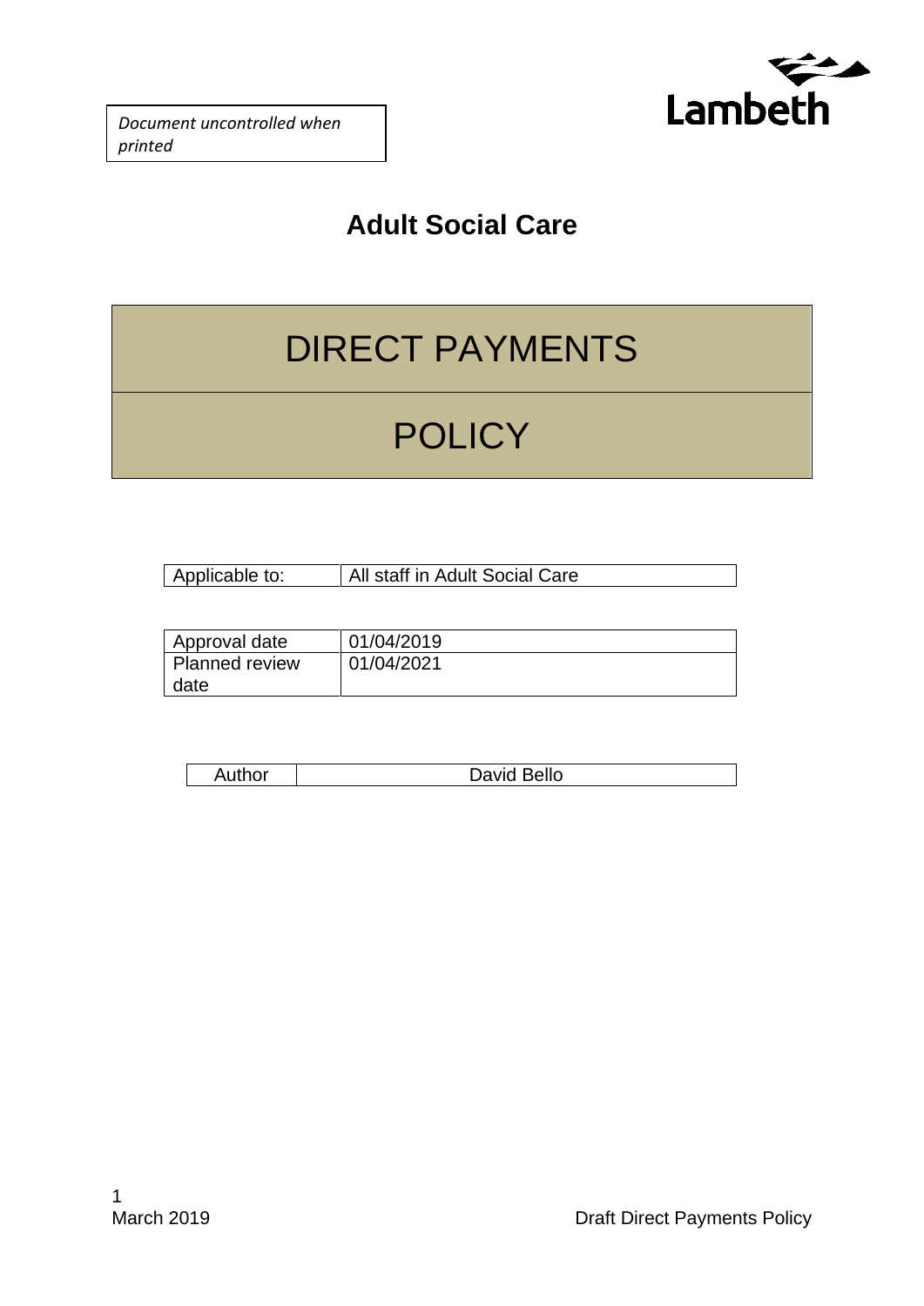*Document uncontrolled when printed*

Lambeth

## Adult Social Care

# DIRECT PAYMENTS

# POLICY

| Applicable to: | All staff in Adult Social Care |
|---|---|

| Approval date | 01/04/2019 |
|---|---|
| Planned review date | 01/04/2021 |

| Author | David Bello |
|---|---|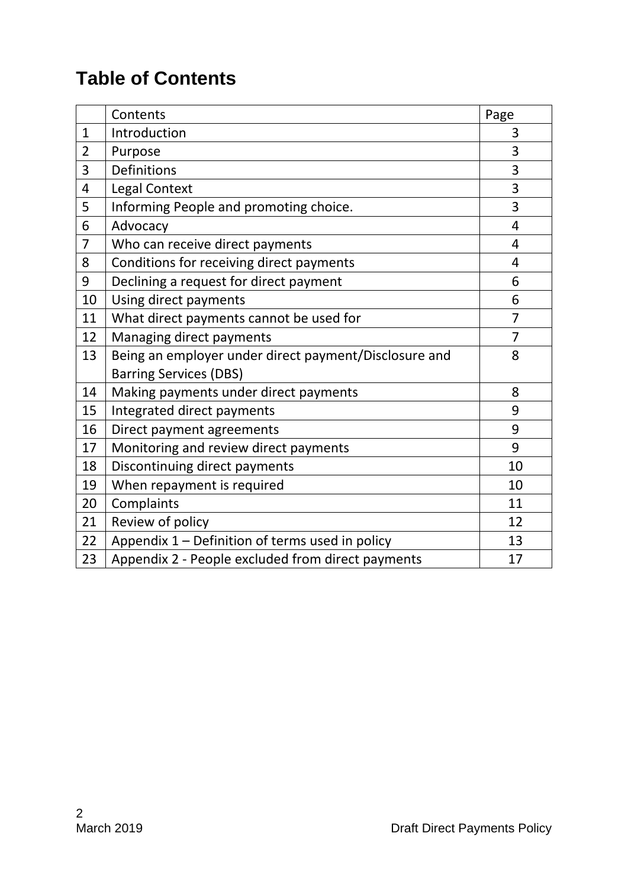# Table of Contents

| | Contents | Page |
|---|---|---|
| 1 | Introduction | 3 |
| 2 | Purpose | 3 |
| 3 | Definitions | 3 |
| 4 | Legal Context | 3 |
| 5 | Informing People and promoting choice. | 3 |
| 6 | Advocacy | 4 |
| 7 | Who can receive direct payments | 4 |
| 8 | Conditions for receiving direct payments | 4 |
| 9 | Declining a request for direct payment | 6 |
| 10 | Using direct payments | 6 |
| 11 | What direct payments cannot be used for | 7 |
| 12 | Managing direct payments | 7 |
| 13 | Being an employer under direct payment/Disclosure and Barring Services (DBS) | 8 |
| 14 | Making payments under direct payments | 8 |
| 15 | Integrated direct payments | 9 |
| 16 | Direct payment agreements | 9 |
| 17 | Monitoring and review direct payments | 9 |
| 18 | Discontinuing direct payments | 10 |
| 19 | When repayment is required | 10 |
| 20 | Complaints | 11 |
| 21 | Review of policy | 12 |
| 22 | Appendix 1 – Definition of terms used in policy | 13 |
| 23 | Appendix 2 - People excluded from direct payments | 17 |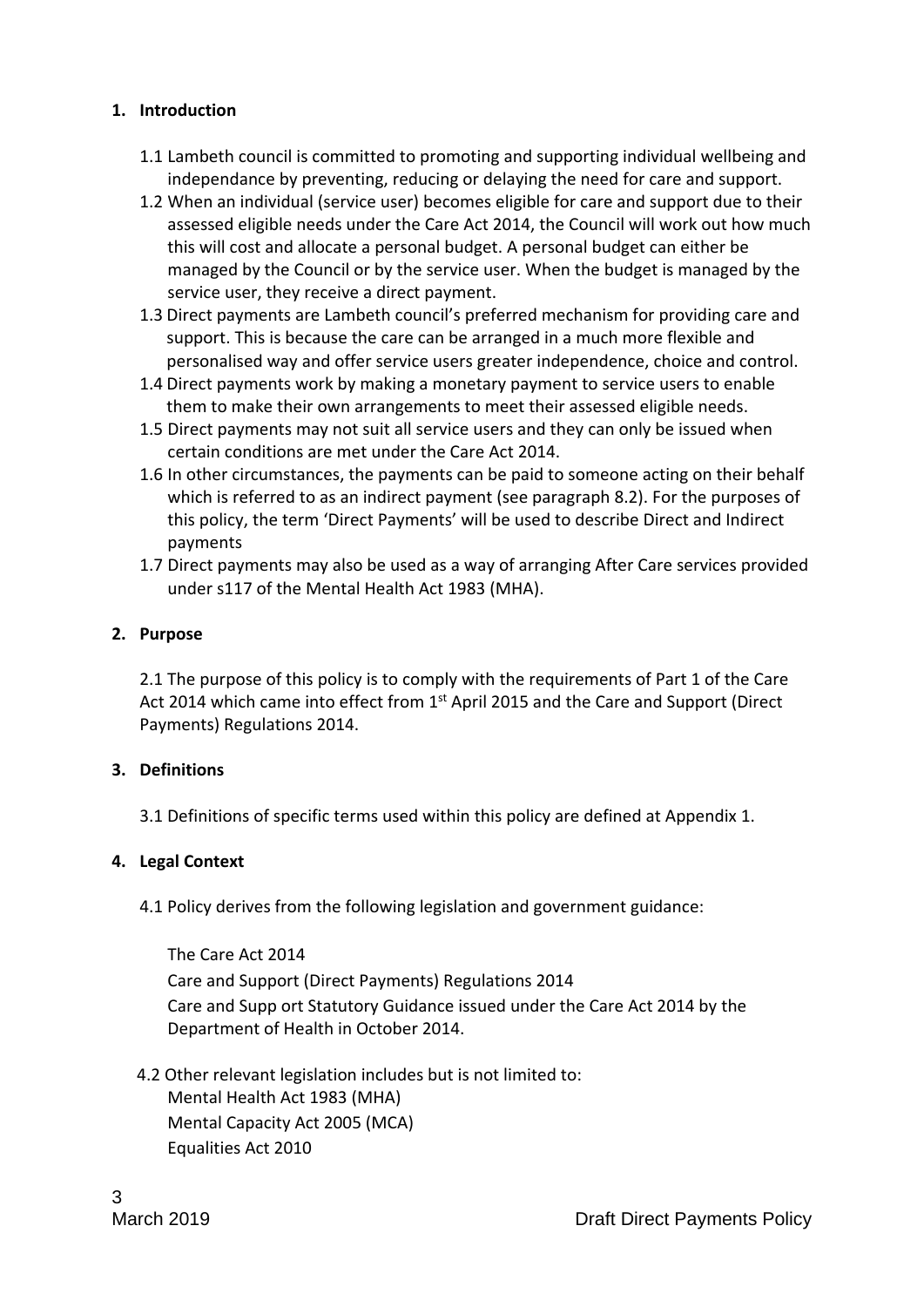## 1. Introduction

1.1 Lambeth council is committed to promoting and supporting individual wellbeing and independance by preventing, reducing or delaying the need for care and support.

1.2 When an individual (service user) becomes eligible for care and support due to their assessed eligible needs under the Care Act 2014, the Council will work out how much this will cost and allocate a personal budget. A personal budget can either be managed by the Council or by the service user. When the budget is managed by the service user, they receive a direct payment.

1.3 Direct payments are Lambeth council's preferred mechanism for providing care and support. This is because the care can be arranged in a much more flexible and personalised way and offer service users greater independence, choice and control.

1.4 Direct payments work by making a monetary payment to service users to enable them to make their own arrangements to meet their assessed eligible needs.

1.5 Direct payments may not suit all service users and they can only be issued when certain conditions are met under the Care Act 2014.

1.6 In other circumstances, the payments can be paid to someone acting on their behalf which is referred to as an indirect payment (see paragraph 8.2). For the purposes of this policy, the term 'Direct Payments' will be used to describe Direct and Indirect payments

1.7 Direct payments may also be used as a way of arranging After Care services provided under s117 of the Mental Health Act 1983 (MHA).

## 2. Purpose

2.1 The purpose of this policy is to comply with the requirements of Part 1 of the Care Act 2014 which came into effect from 1st April 2015 and the Care and Support (Direct Payments) Regulations 2014.

## 3. Definitions

3.1 Definitions of specific terms used within this policy are defined at Appendix 1.

## 4. Legal Context

4.1 Policy derives from the following legislation and government guidance:

The Care Act 2014
Care and Support (Direct Payments) Regulations 2014
Care and Supp ort Statutory Guidance issued under the Care Act 2014 by the Department of Health in October 2014.

4.2 Other relevant legislation includes but is not limited to:
Mental Health Act 1983 (MHA)
Mental Capacity Act 2005 (MCA)
Equalities Act 2010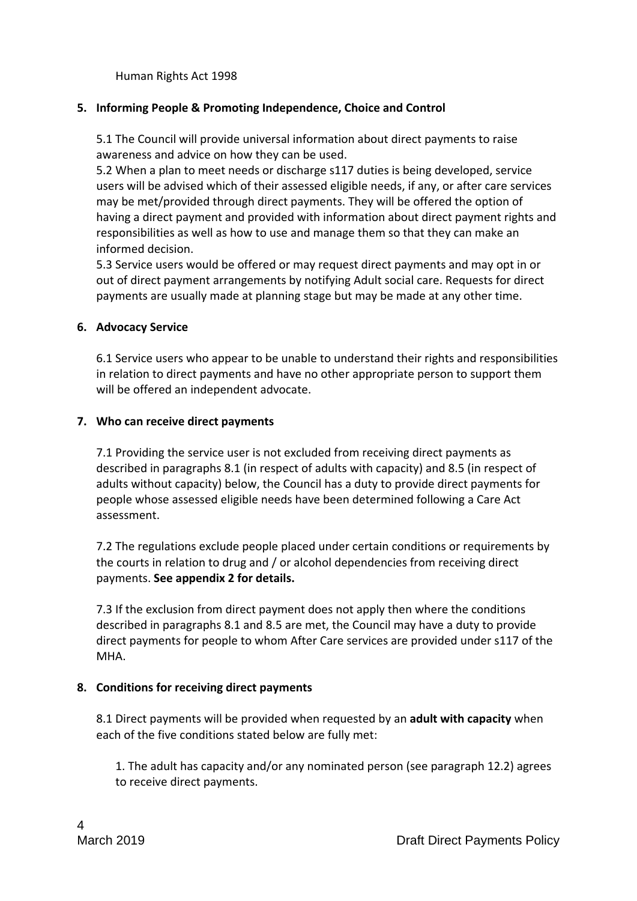Human Rights Act 1998

## 5. Informing People & Promoting Independence, Choice and Control

5.1 The Council will provide universal information about direct payments to raise awareness and advice on how they can be used.

5.2 When a plan to meet needs or discharge s117 duties is being developed, service users will be advised which of their assessed eligible needs, if any, or after care services may be met/provided through direct payments. They will be offered the option of having a direct payment and provided with information about direct payment rights and responsibilities as well as how to use and manage them so that they can make an informed decision.

5.3 Service users would be offered or may request direct payments and may opt in or out of direct payment arrangements by notifying Adult social care. Requests for direct payments are usually made at planning stage but may be made at any other time.

## 6. Advocacy Service

6.1 Service users who appear to be unable to understand their rights and responsibilities in relation to direct payments and have no other appropriate person to support them will be offered an independent advocate.

## 7. Who can receive direct payments

7.1 Providing the service user is not excluded from receiving direct payments as described in paragraphs 8.1 (in respect of adults with capacity) and 8.5 (in respect of adults without capacity) below, the Council has a duty to provide direct payments for people whose assessed eligible needs have been determined following a Care Act assessment.

7.2 The regulations exclude people placed under certain conditions or requirements by the courts in relation to drug and / or alcohol dependencies from receiving direct payments. **See appendix 2 for details.**

7.3 If the exclusion from direct payment does not apply then where the conditions described in paragraphs 8.1 and 8.5 are met, the Council may have a duty to provide direct payments for people to whom After Care services are provided under s117 of the MHA.

## 8. Conditions for receiving direct payments

8.1 Direct payments will be provided when requested by an **adult with capacity** when each of the five conditions stated below are fully met:

1. The adult has capacity and/or any nominated person (see paragraph 12.2) agrees to receive direct payments.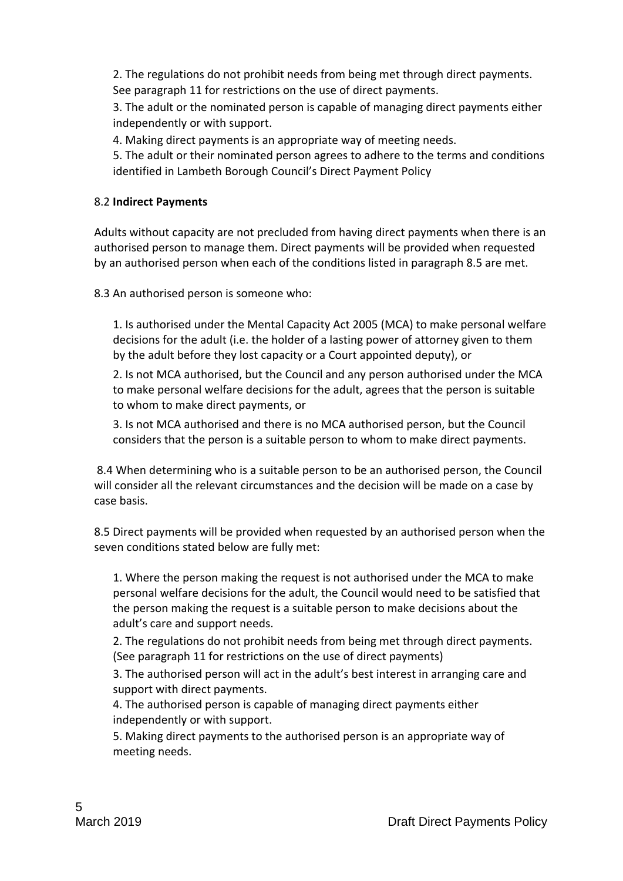2. The regulations do not prohibit needs from being met through direct payments. See paragraph 11 for restrictions on the use of direct payments.

3. The adult or the nominated person is capable of managing direct payments either independently or with support.

4. Making direct payments is an appropriate way of meeting needs.

5. The adult or their nominated person agrees to adhere to the terms and conditions identified in Lambeth Borough Council's Direct Payment Policy

8.2 **Indirect Payments**

Adults without capacity are not precluded from having direct payments when there is an authorised person to manage them. Direct payments will be provided when requested by an authorised person when each of the conditions listed in paragraph 8.5 are met.

8.3 An authorised person is someone who:

1. Is authorised under the Mental Capacity Act 2005 (MCA) to make personal welfare decisions for the adult (i.e. the holder of a lasting power of attorney given to them by the adult before they lost capacity or a Court appointed deputy), or

2. Is not MCA authorised, but the Council and any person authorised under the MCA to make personal welfare decisions for the adult, agrees that the person is suitable to whom to make direct payments, or

3. Is not MCA authorised and there is no MCA authorised person, but the Council considers that the person is a suitable person to whom to make direct payments.

8.4 When determining who is a suitable person to be an authorised person, the Council will consider all the relevant circumstances and the decision will be made on a case by case basis.

8.5 Direct payments will be provided when requested by an authorised person when the seven conditions stated below are fully met:

1. Where the person making the request is not authorised under the MCA to make personal welfare decisions for the adult, the Council would need to be satisfied that the person making the request is a suitable person to make decisions about the adult's care and support needs.

2. The regulations do not prohibit needs from being met through direct payments. (See paragraph 11 for restrictions on the use of direct payments)

3. The authorised person will act in the adult's best interest in arranging care and support with direct payments.

4. The authorised person is capable of managing direct payments either independently or with support.

5. Making direct payments to the authorised person is an appropriate way of meeting needs.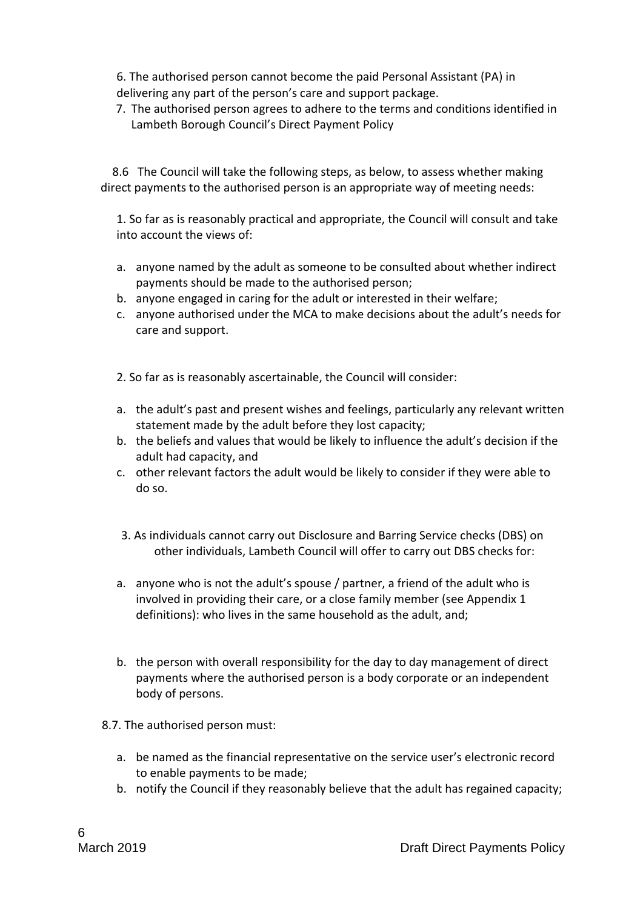6. The authorised person cannot become the paid Personal Assistant (PA) in delivering any part of the person's care and support package.

7. The authorised person agrees to adhere to the terms and conditions identified in Lambeth Borough Council's Direct Payment Policy

8.6 The Council will take the following steps, as below, to assess whether making direct payments to the authorised person is an appropriate way of meeting needs:

1. So far as is reasonably practical and appropriate, the Council will consult and take into account the views of:

   a. anyone named by the adult as someone to be consulted about whether indirect payments should be made to the authorised person;
   b. anyone engaged in caring for the adult or interested in their welfare;
   c. anyone authorised under the MCA to make decisions about the adult's needs for care and support.

2. So far as is reasonably ascertainable, the Council will consider:

   a. the adult's past and present wishes and feelings, particularly any relevant written statement made by the adult before they lost capacity;
   b. the beliefs and values that would be likely to influence the adult's decision if the adult had capacity, and
   c. other relevant factors the adult would be likely to consider if they were able to do so.

3. As individuals cannot carry out Disclosure and Barring Service checks (DBS) on other individuals, Lambeth Council will offer to carry out DBS checks for:

   a. anyone who is not the adult's spouse / partner, a friend of the adult who is involved in providing their care, or a close family member (see Appendix 1 definitions): who lives in the same household as the adult, and;

   b. the person with overall responsibility for the day to day management of direct payments where the authorised person is a body corporate or an independent body of persons.

8.7. The authorised person must:

   a. be named as the financial representative on the service user's electronic record to enable payments to be made;
   b. notify the Council if they reasonably believe that the adult has regained capacity;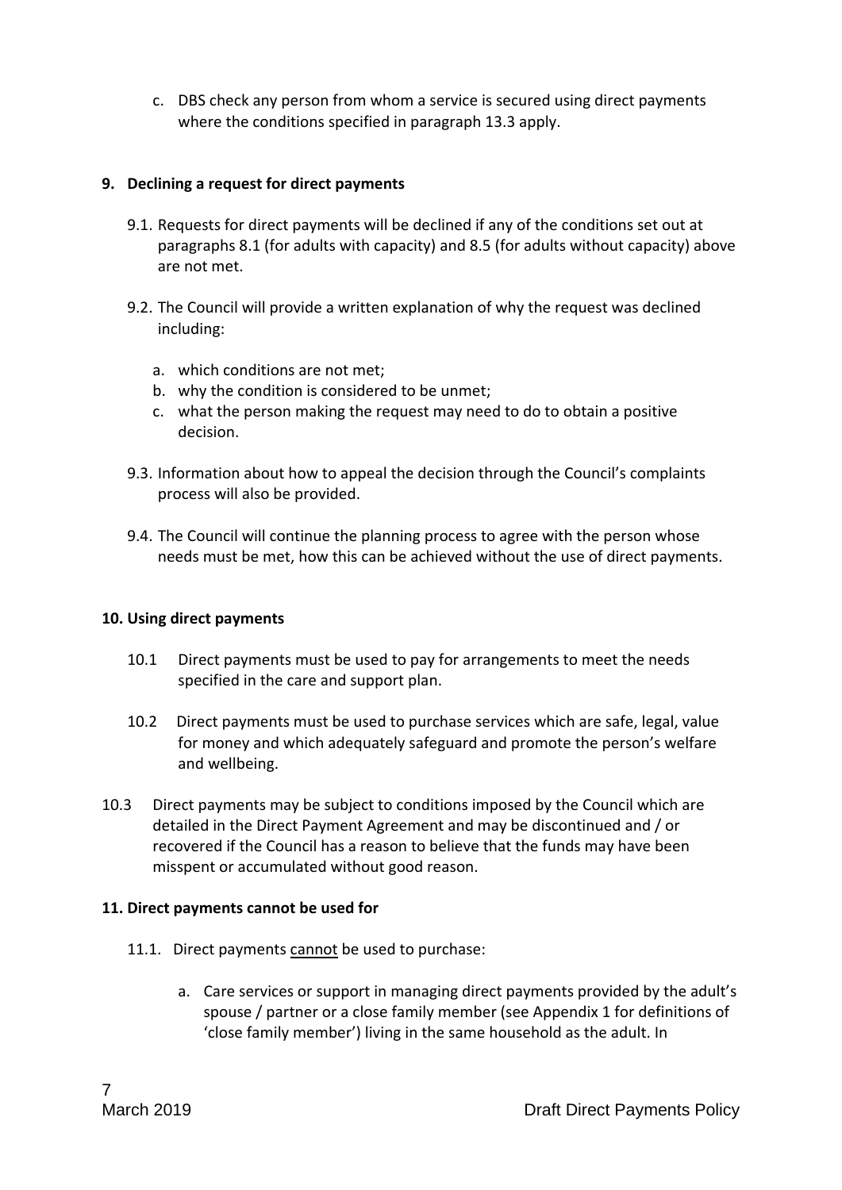c. DBS check any person from whom a service is secured using direct payments where the conditions specified in paragraph 13.3 apply.

## 9. Declining a request for direct payments

9.1. Requests for direct payments will be declined if any of the conditions set out at paragraphs 8.1 (for adults with capacity) and 8.5 (for adults without capacity) above are not met.

9.2. The Council will provide a written explanation of why the request was declined including:

a. which conditions are not met;
b. why the condition is considered to be unmet;
c. what the person making the request may need to do to obtain a positive decision.

9.3. Information about how to appeal the decision through the Council's complaints process will also be provided.

9.4. The Council will continue the planning process to agree with the person whose needs must be met, how this can be achieved without the use of direct payments.

## 10. Using direct payments

10.1 Direct payments must be used to pay for arrangements to meet the needs specified in the care and support plan.

10.2 Direct payments must be used to purchase services which are safe, legal, value for money and which adequately safeguard and promote the person's welfare and wellbeing.

10.3 Direct payments may be subject to conditions imposed by the Council which are detailed in the Direct Payment Agreement and may be discontinued and / or recovered if the Council has a reason to believe that the funds may have been misspent or accumulated without good reason.

## 11. Direct payments cannot be used for

11.1. Direct payments <u>cannot</u> be used to purchase:

a. Care services or support in managing direct payments provided by the adult's spouse / partner or a close family member (see Appendix 1 for definitions of 'close family member') living in the same household as the adult. In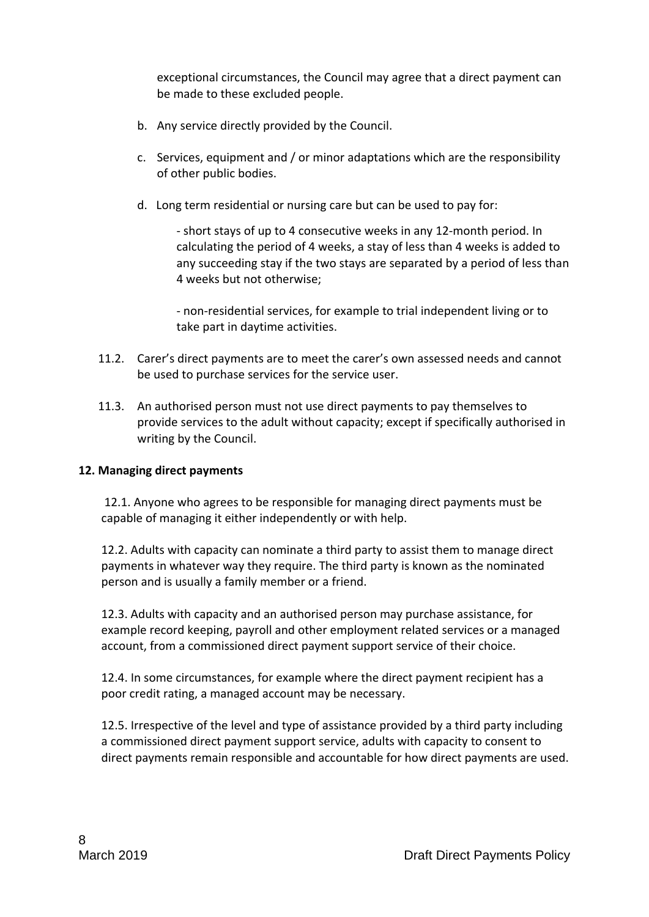exceptional circumstances, the Council may agree that a direct payment can be made to these excluded people.

b. Any service directly provided by the Council.

c. Services, equipment and / or minor adaptations which are the responsibility of other public bodies.

d. Long term residential or nursing care but can be used to pay for:

- short stays of up to 4 consecutive weeks in any 12-month period. In calculating the period of 4 weeks, a stay of less than 4 weeks is added to any succeeding stay if the two stays are separated by a period of less than 4 weeks but not otherwise;

- non-residential services, for example to trial independent living or to take part in daytime activities.

11.2. Carer's direct payments are to meet the carer's own assessed needs and cannot be used to purchase services for the service user.

11.3. An authorised person must not use direct payments to pay themselves to provide services to the adult without capacity; except if specifically authorised in writing by the Council.

**12. Managing direct payments**

12.1. Anyone who agrees to be responsible for managing direct payments must be capable of managing it either independently or with help.

12.2. Adults with capacity can nominate a third party to assist them to manage direct payments in whatever way they require. The third party is known as the nominated person and is usually a family member or a friend.

12.3. Adults with capacity and an authorised person may purchase assistance, for example record keeping, payroll and other employment related services or a managed account, from a commissioned direct payment support service of their choice.

12.4. In some circumstances, for example where the direct payment recipient has a poor credit rating, a managed account may be necessary.

12.5. Irrespective of the level and type of assistance provided by a third party including a commissioned direct payment support service, adults with capacity to consent to direct payments remain responsible and accountable for how direct payments are used.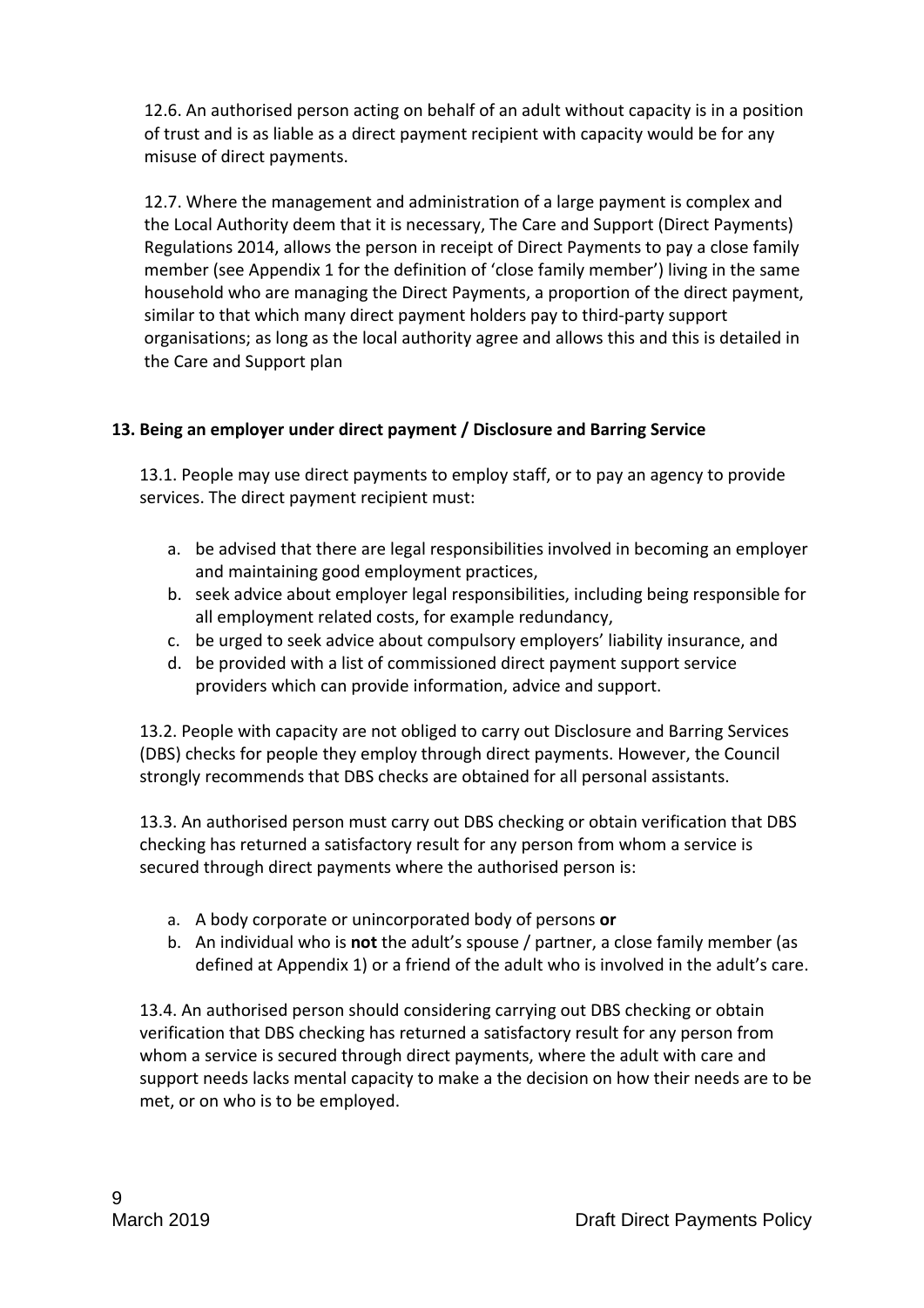12.6. An authorised person acting on behalf of an adult without capacity is in a position of trust and is as liable as a direct payment recipient with capacity would be for any misuse of direct payments.

12.7. Where the management and administration of a large payment is complex and the Local Authority deem that it is necessary, The Care and Support (Direct Payments) Regulations 2014, allows the person in receipt of Direct Payments to pay a close family member (see Appendix 1 for the definition of 'close family member') living in the same household who are managing the Direct Payments, a proportion of the direct payment, similar to that which many direct payment holders pay to third-party support organisations; as long as the local authority agree and allows this and this is detailed in the Care and Support plan

**13. Being an employer under direct payment / Disclosure and Barring Service**

13.1. People may use direct payments to employ staff, or to pay an agency to provide services. The direct payment recipient must:

a. be advised that there are legal responsibilities involved in becoming an employer and maintaining good employment practices,
b. seek advice about employer legal responsibilities, including being responsible for all employment related costs, for example redundancy,
c. be urged to seek advice about compulsory employers' liability insurance, and
d. be provided with a list of commissioned direct payment support service providers which can provide information, advice and support.

13.2. People with capacity are not obliged to carry out Disclosure and Barring Services (DBS) checks for people they employ through direct payments. However, the Council strongly recommends that DBS checks are obtained for all personal assistants.

13.3. An authorised person must carry out DBS checking or obtain verification that DBS checking has returned a satisfactory result for any person from whom a service is secured through direct payments where the authorised person is:

a. A body corporate or unincorporated body of persons **or**
b. An individual who is **not** the adult's spouse / partner, a close family member (as defined at Appendix 1) or a friend of the adult who is involved in the adult's care.

13.4. An authorised person should considering carrying out DBS checking or obtain verification that DBS checking has returned a satisfactory result for any person from whom a service is secured through direct payments, where the adult with care and support needs lacks mental capacity to make a the decision on how their needs are to be met, or on who is to be employed.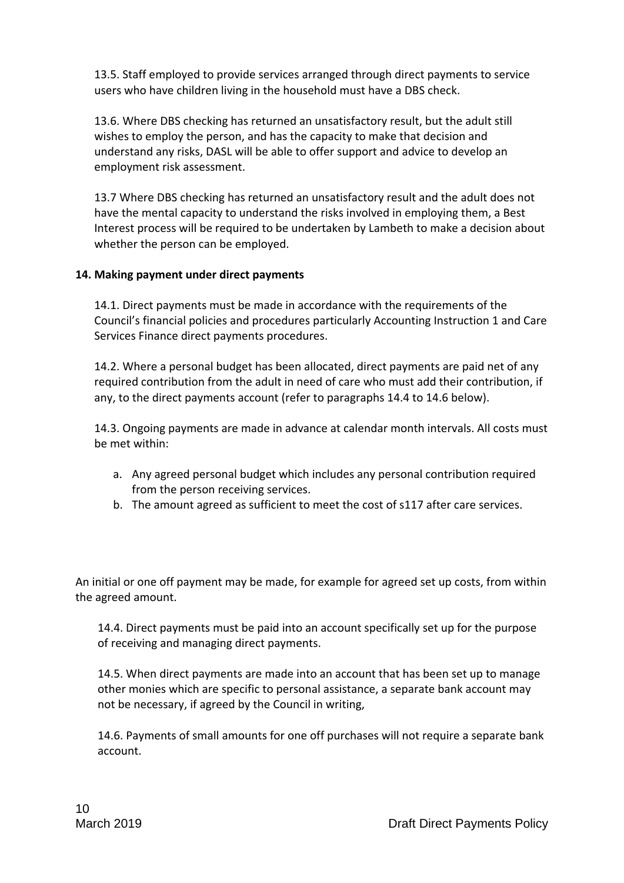13.5. Staff employed to provide services arranged through direct payments to service users who have children living in the household must have a DBS check.

13.6. Where DBS checking has returned an unsatisfactory result, but the adult still wishes to employ the person, and has the capacity to make that decision and understand any risks, DASL will be able to offer support and advice to develop an employment risk assessment.

13.7 Where DBS checking has returned an unsatisfactory result and the adult does not have the mental capacity to understand the risks involved in employing them, a Best Interest process will be required to be undertaken by Lambeth to make a decision about whether the person can be employed.

**14. Making payment under direct payments**

14.1. Direct payments must be made in accordance with the requirements of the Council's financial policies and procedures particularly Accounting Instruction 1 and Care Services Finance direct payments procedures.

14.2. Where a personal budget has been allocated, direct payments are paid net of any required contribution from the adult in need of care who must add their contribution, if any, to the direct payments account (refer to paragraphs 14.4 to 14.6 below).

14.3. Ongoing payments are made in advance at calendar month intervals. All costs must be met within:

a. Any agreed personal budget which includes any personal contribution required from the person receiving services.
b. The amount agreed as sufficient to meet the cost of s117 after care services.

An initial or one off payment may be made, for example for agreed set up costs, from within the agreed amount.

14.4. Direct payments must be paid into an account specifically set up for the purpose of receiving and managing direct payments.

14.5. When direct payments are made into an account that has been set up to manage other monies which are specific to personal assistance, a separate bank account may not be necessary, if agreed by the Council in writing,

14.6. Payments of small amounts for one off purchases will not require a separate bank account.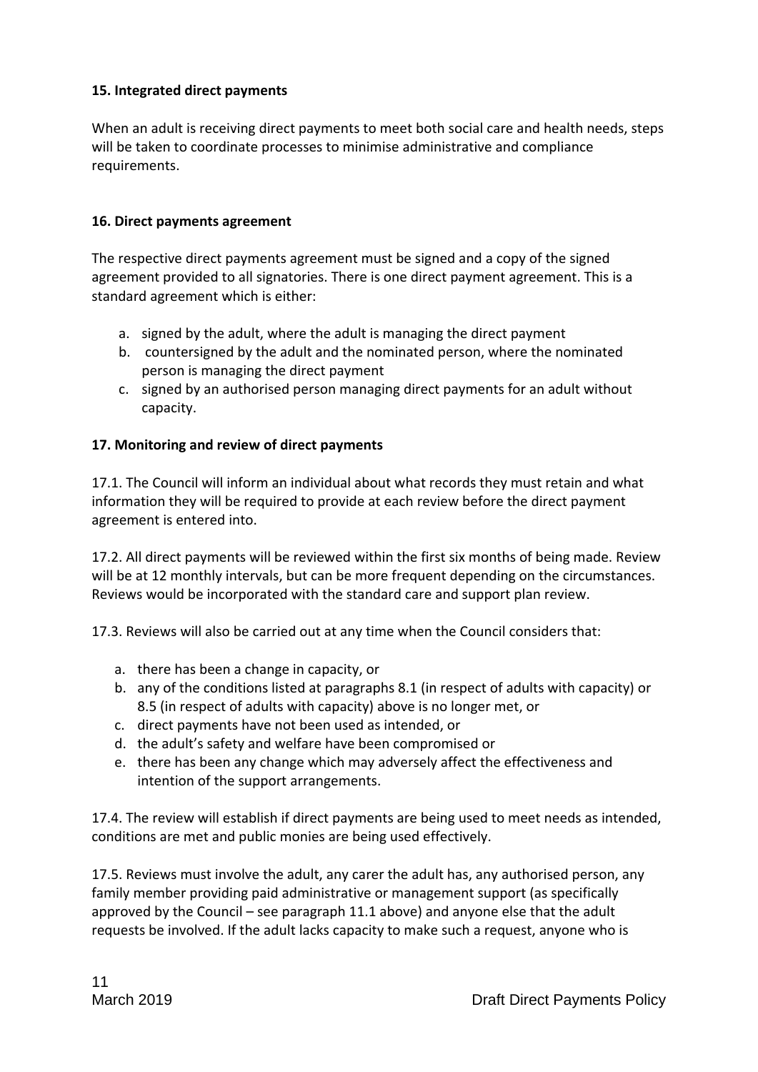**15. Integrated direct payments**

When an adult is receiving direct payments to meet both social care and health needs, steps will be taken to coordinate processes to minimise administrative and compliance requirements.

**16. Direct payments agreement**

The respective direct payments agreement must be signed and a copy of the signed agreement provided to all signatories. There is one direct payment agreement. This is a standard agreement which is either:

a. signed by the adult, where the adult is managing the direct payment
b. countersigned by the adult and the nominated person, where the nominated person is managing the direct payment
c. signed by an authorised person managing direct payments for an adult without capacity.

**17. Monitoring and review of direct payments**

17.1. The Council will inform an individual about what records they must retain and what information they will be required to provide at each review before the direct payment agreement is entered into.

17.2. All direct payments will be reviewed within the first six months of being made. Review will be at 12 monthly intervals, but can be more frequent depending on the circumstances. Reviews would be incorporated with the standard care and support plan review.

17.3. Reviews will also be carried out at any time when the Council considers that:

a. there has been a change in capacity, or
b. any of the conditions listed at paragraphs 8.1 (in respect of adults with capacity) or 8.5 (in respect of adults with capacity) above is no longer met, or
c. direct payments have not been used as intended, or
d. the adult's safety and welfare have been compromised or
e. there has been any change which may adversely affect the effectiveness and intention of the support arrangements.

17.4. The review will establish if direct payments are being used to meet needs as intended, conditions are met and public monies are being used effectively.

17.5. Reviews must involve the adult, any carer the adult has, any authorised person, any family member providing paid administrative or management support (as specifically approved by the Council – see paragraph 11.1 above) and anyone else that the adult requests be involved. If the adult lacks capacity to make such a request, anyone who is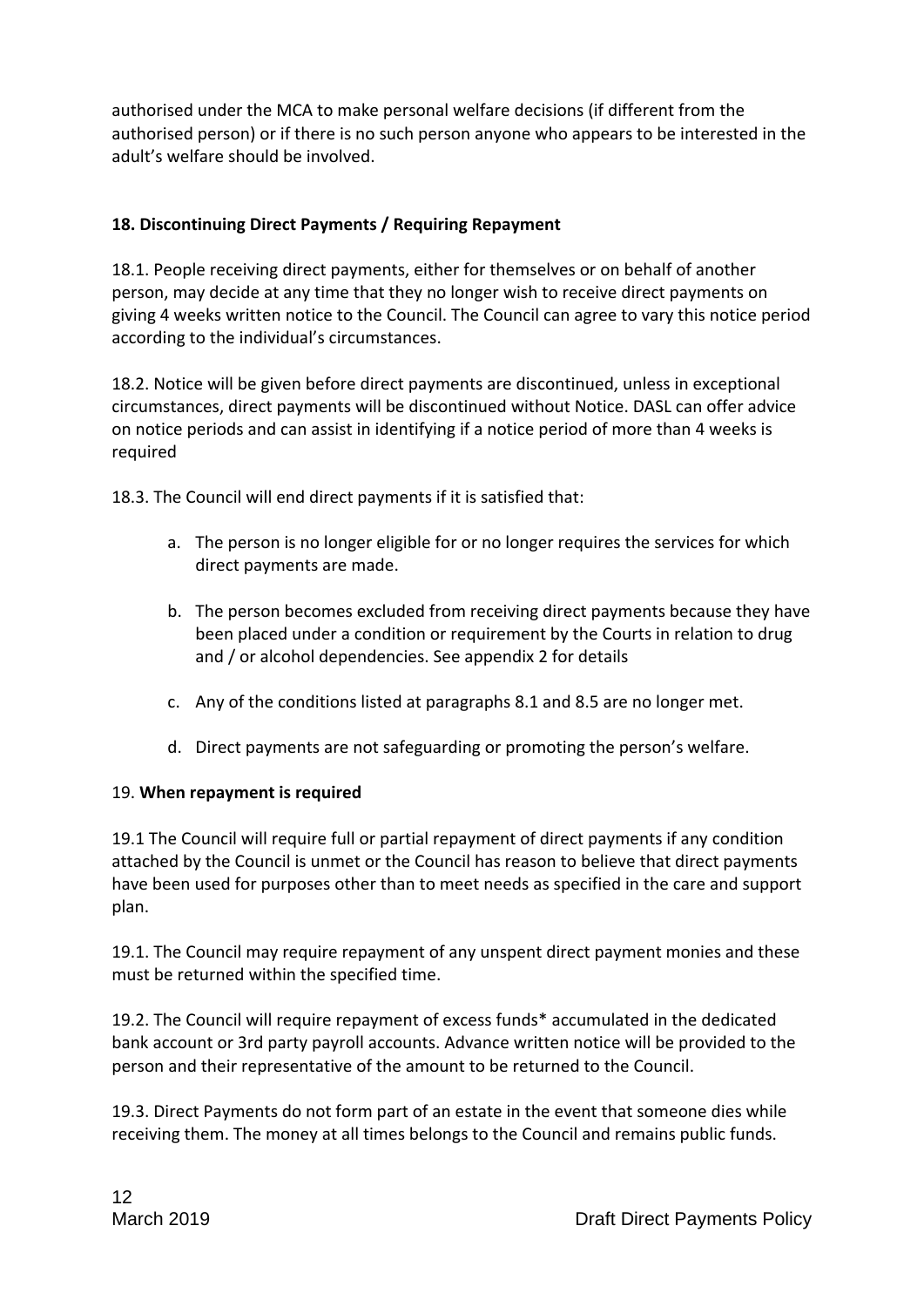authorised under the MCA to make personal welfare decisions (if different from the authorised person) or if there is no such person anyone who appears to be interested in the adult's welfare should be involved.

**18. Discontinuing Direct Payments / Requiring Repayment**

18.1. People receiving direct payments, either for themselves or on behalf of another person, may decide at any time that they no longer wish to receive direct payments on giving 4 weeks written notice to the Council. The Council can agree to vary this notice period according to the individual's circumstances.

18.2. Notice will be given before direct payments are discontinued, unless in exceptional circumstances, direct payments will be discontinued without Notice. DASL can offer advice on notice periods and can assist in identifying if a notice period of more than 4 weeks is required

18.3. The Council will end direct payments if it is satisfied that:

a. The person is no longer eligible for or no longer requires the services for which direct payments are made.

b. The person becomes excluded from receiving direct payments because they have been placed under a condition or requirement by the Courts in relation to drug and / or alcohol dependencies. See appendix 2 for details

c. Any of the conditions listed at paragraphs 8.1 and 8.5 are no longer met.

d. Direct payments are not safeguarding or promoting the person's welfare.

19. **When repayment is required**

19.1 The Council will require full or partial repayment of direct payments if any condition attached by the Council is unmet or the Council has reason to believe that direct payments have been used for purposes other than to meet needs as specified in the care and support plan.

19.1. The Council may require repayment of any unspent direct payment monies and these must be returned within the specified time.

19.2. The Council will require repayment of excess funds* accumulated in the dedicated bank account or 3rd party payroll accounts. Advance written notice will be provided to the person and their representative of the amount to be returned to the Council.

19.3. Direct Payments do not form part of an estate in the event that someone dies while receiving them. The money at all times belongs to the Council and remains public funds.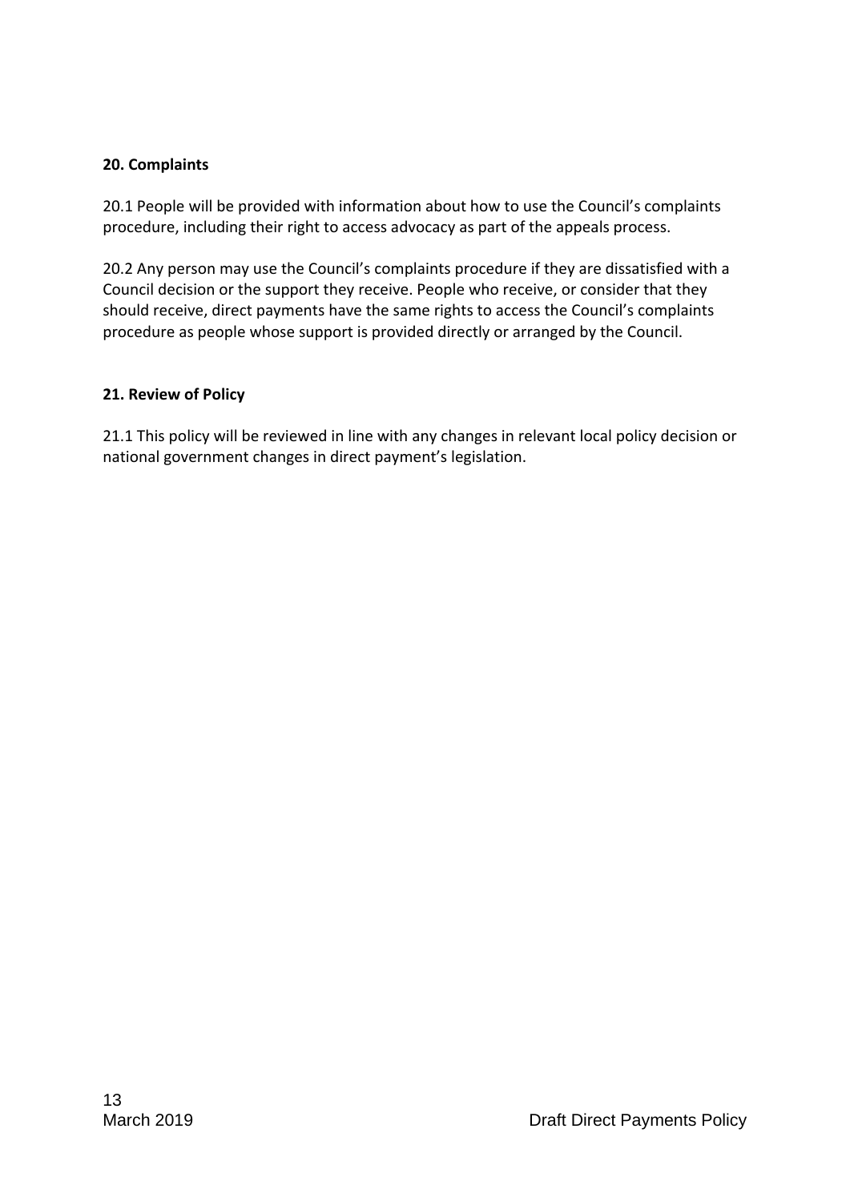**20. Complaints**

20.1 People will be provided with information about how to use the Council's complaints procedure, including their right to access advocacy as part of the appeals process.

20.2 Any person may use the Council's complaints procedure if they are dissatisfied with a Council decision or the support they receive. People who receive, or consider that they should receive, direct payments have the same rights to access the Council's complaints procedure as people whose support is provided directly or arranged by the Council.

**21. Review of Policy**

21.1 This policy will be reviewed in line with any changes in relevant local policy decision or national government changes in direct payment's legislation.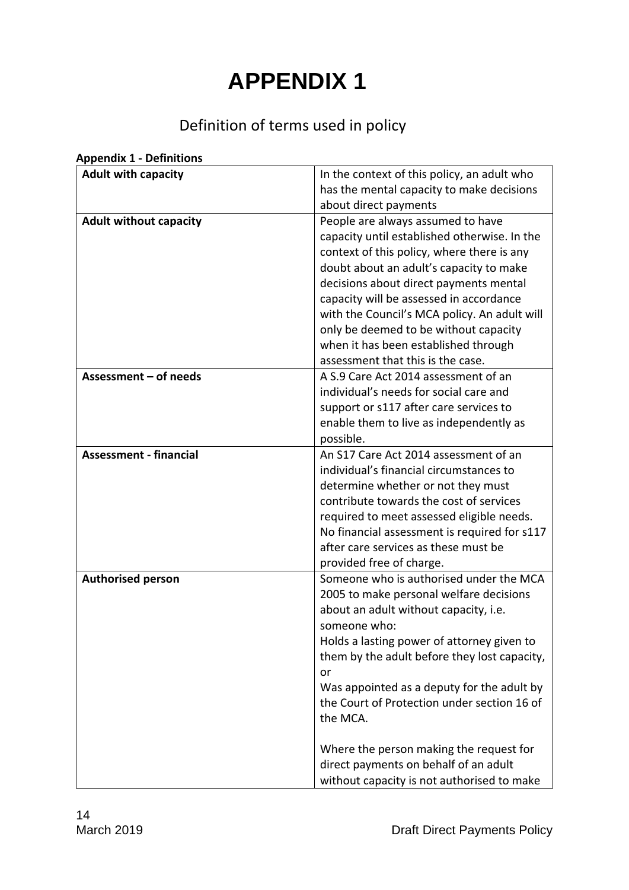# APPENDIX 1

## Definition of terms used in policy

**Appendix 1 - Definitions**

| **Adult with capacity** | In the context of this policy, an adult who has the mental capacity to make decisions about direct payments |
|---|---|
| **Adult without capacity** | People are always assumed to have capacity until established otherwise. In the context of this policy, where there is any doubt about an adult's capacity to make decisions about direct payments mental capacity will be assessed in accordance with the Council's MCA policy. An adult will only be deemed to be without capacity when it has been established through assessment that this is the case. |
| **Assessment – of needs** | A S.9 Care Act 2014 assessment of an individual's needs for social care and support or s117 after care services to enable them to live as independently as possible. |
| **Assessment - financial** | An S17 Care Act 2014 assessment of an individual's financial circumstances to determine whether or not they must contribute towards the cost of services required to meet assessed eligible needs. No financial assessment is required for s117 after care services as these must be provided free of charge. |
| **Authorised person** | Someone who is authorised under the MCA 2005 to make personal welfare decisions about an adult without capacity, i.e. someone who:<br>Holds a lasting power of attorney given to them by the adult before they lost capacity, or<br>Was appointed as a deputy for the adult by the Court of Protection under section 16 of the MCA.<br><br>Where the person making the request for direct payments on behalf of an adult without capacity is not authorised to make |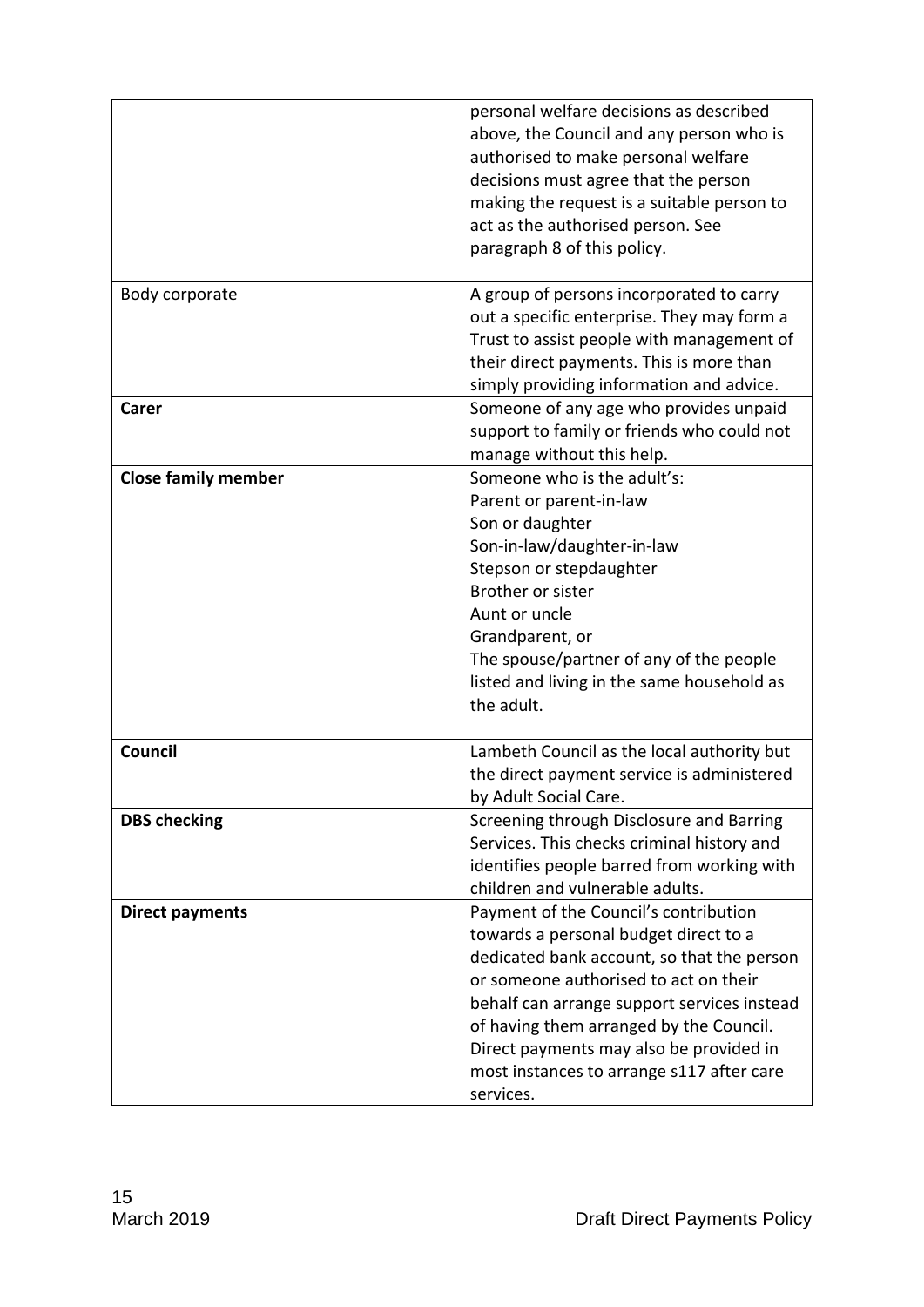| | |
|---|---|
| | personal welfare decisions as described above, the Council and any person who is authorised to make personal welfare decisions must agree that the person making the request is a suitable person to act as the authorised person. See paragraph 8 of this policy. |
| Body corporate | A group of persons incorporated to carry out a specific enterprise. They may form a Trust to assist people with management of their direct payments. This is more than simply providing information and advice. |
| **Carer** | Someone of any age who provides unpaid support to family or friends who could not manage without this help. |
| **Close family member** | Someone who is the adult's:<br>Parent or parent-in-law<br>Son or daughter<br>Son-in-law/daughter-in-law<br>Stepson or stepdaughter<br>Brother or sister<br>Aunt or uncle<br>Grandparent, or<br>The spouse/partner of any of the people listed and living in the same household as the adult. |
| **Council** | Lambeth Council as the local authority but the direct payment service is administered by Adult Social Care. |
| **DBS checking** | Screening through Disclosure and Barring Services. This checks criminal history and identifies people barred from working with children and vulnerable adults. |
| **Direct payments** | Payment of the Council's contribution towards a personal budget direct to a dedicated bank account, so that the person or someone authorised to act on their behalf can arrange support services instead of having them arranged by the Council. Direct payments may also be provided in most instances to arrange s117 after care services. |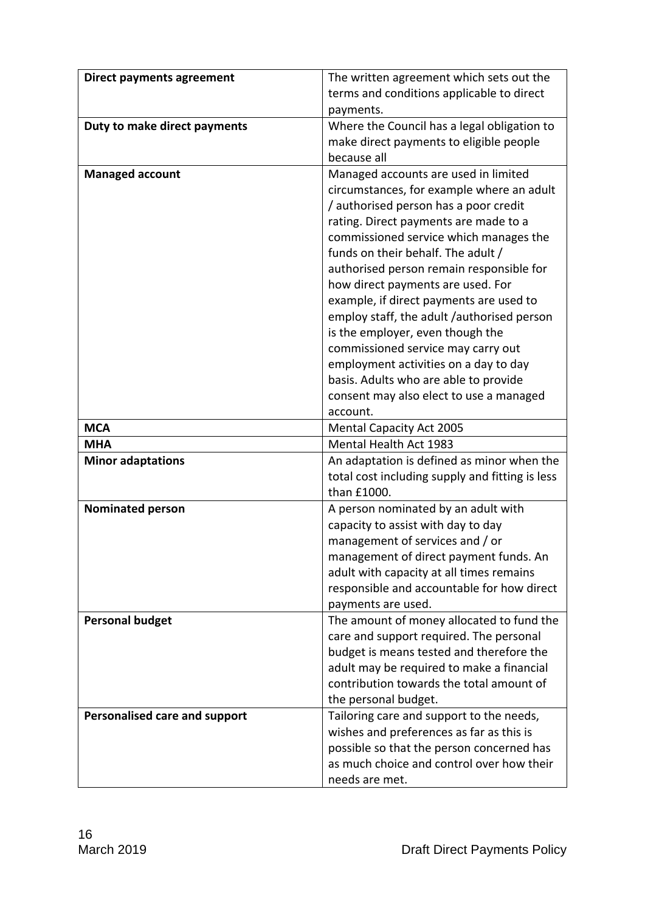| **Direct payments agreement** | The written agreement which sets out the terms and conditions applicable to direct payments. |
|---|---|
| **Duty to make direct payments** | Where the Council has a legal obligation to make direct payments to eligible people because all |
| **Managed account** | Managed accounts are used in limited circumstances, for example where an adult / authorised person has a poor credit rating. Direct payments are made to a commissioned service which manages the funds on their behalf. The adult / authorised person remain responsible for how direct payments are used. For example, if direct payments are used to employ staff, the adult /authorised person is the employer, even though the commissioned service may carry out employment activities on a day to day basis. Adults who are able to provide consent may also elect to use a managed account. |
| **MCA** | Mental Capacity Act 2005 |
| **MHA** | Mental Health Act 1983 |
| **Minor adaptations** | An adaptation is defined as minor when the total cost including supply and fitting is less than £1000. |
| **Nominated person** | A person nominated by an adult with capacity to assist with day to day management of services and / or management of direct payment funds. An adult with capacity at all times remains responsible and accountable for how direct payments are used. |
| **Personal budget** | The amount of money allocated to fund the care and support required. The personal budget is means tested and therefore the adult may be required to make a financial contribution towards the total amount of the personal budget. |
| **Personalised care and support** | Tailoring care and support to the needs, wishes and preferences as far as this is possible so that the person concerned has as much choice and control over how their needs are met. |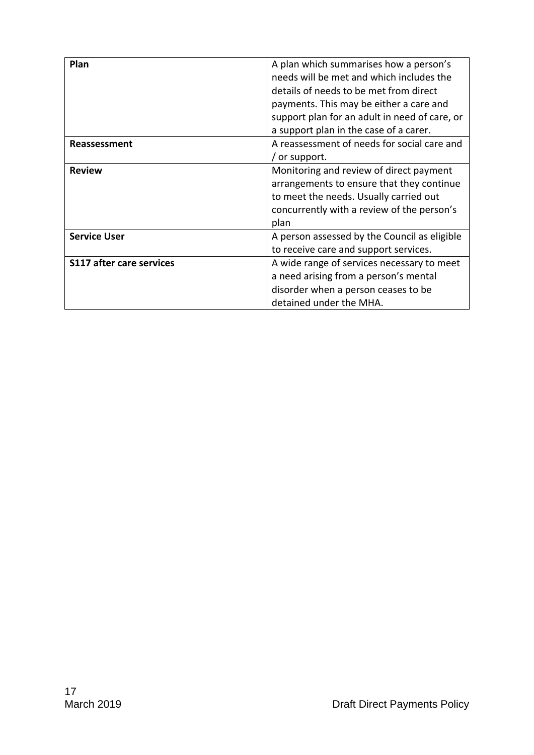| | |
|---|---|
| **Plan** | A plan which summarises how a person's needs will be met and which includes the details of needs to be met from direct payments. This may be either a care and support plan for an adult in need of care, or a support plan in the case of a carer. |
| **Reassessment** | A reassessment of needs for social care and / or support. |
| **Review** | Monitoring and review of direct payment arrangements to ensure that they continue to meet the needs. Usually carried out concurrently with a review of the person's plan |
| **Service User** | A person assessed by the Council as eligible to receive care and support services. |
| **S117 after care services** | A wide range of services necessary to meet a need arising from a person's mental disorder when a person ceases to be detained under the MHA. |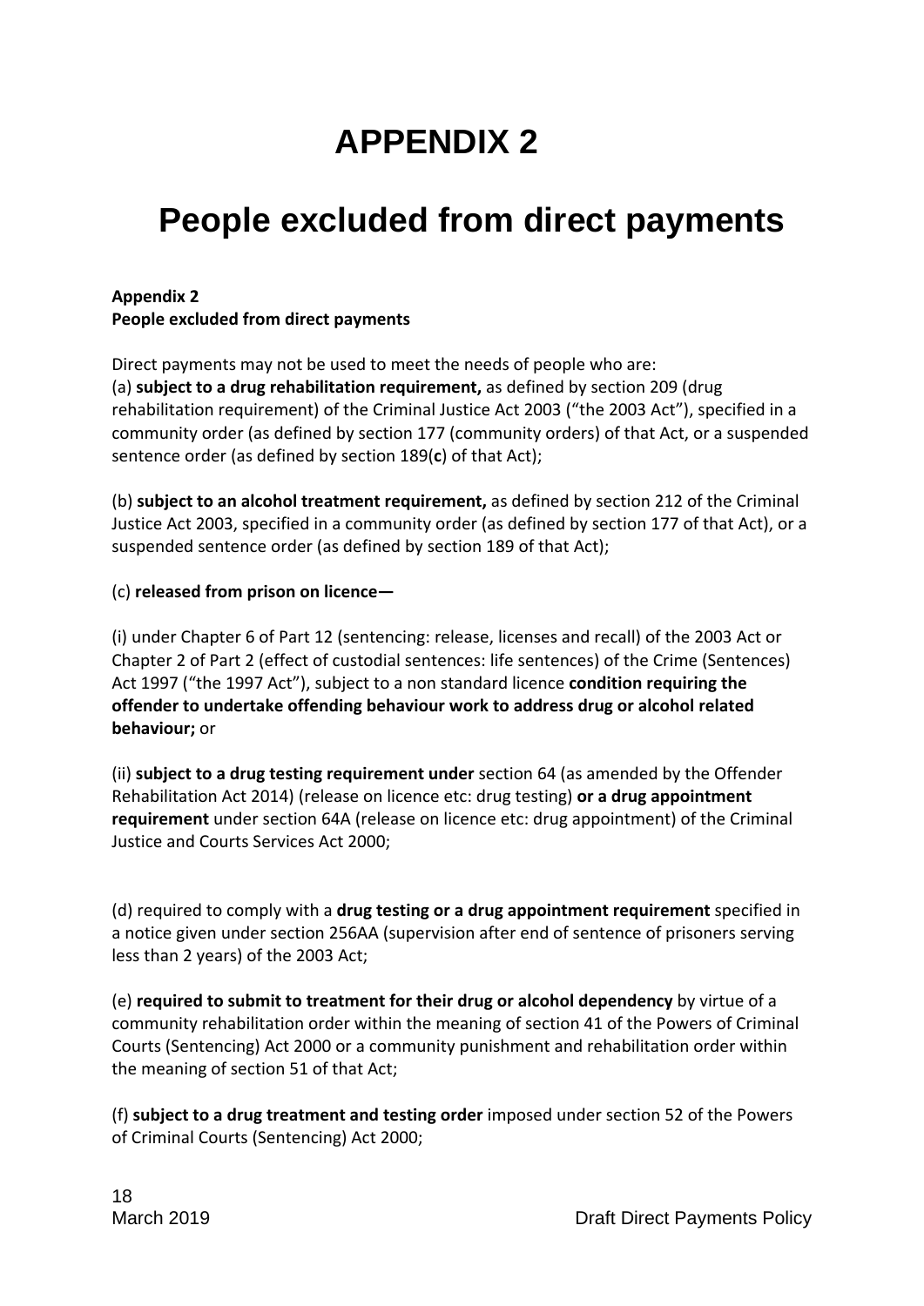# APPENDIX 2

# People excluded from direct payments

**Appendix 2**
**People excluded from direct payments**

Direct payments may not be used to meet the needs of people who are:
(a) **subject to a drug rehabilitation requirement,** as defined by section 209 (drug rehabilitation requirement) of the Criminal Justice Act 2003 ("the 2003 Act"), specified in a community order (as defined by section 177 (community orders) of that Act, or a suspended sentence order (as defined by section 189(**c**) of that Act);

(b) **subject to an alcohol treatment requirement,** as defined by section 212 of the Criminal Justice Act 2003, specified in a community order (as defined by section 177 of that Act), or a suspended sentence order (as defined by section 189 of that Act);

(c) **released from prison on licence—**

(i) under Chapter 6 of Part 12 (sentencing: release, licenses and recall) of the 2003 Act or Chapter 2 of Part 2 (effect of custodial sentences: life sentences) of the Crime (Sentences) Act 1997 ("the 1997 Act"), subject to a non standard licence **condition requiring the offender to undertake offending behaviour work to address drug or alcohol related behaviour;** or

(ii) **subject to a drug testing requirement under** section 64 (as amended by the Offender Rehabilitation Act 2014) (release on licence etc: drug testing) **or a drug appointment requirement** under section 64A (release on licence etc: drug appointment) of the Criminal Justice and Courts Services Act 2000;

(d) required to comply with a **drug testing or a drug appointment requirement** specified in a notice given under section 256AA (supervision after end of sentence of prisoners serving less than 2 years) of the 2003 Act;

(e) **required to submit to treatment for their drug or alcohol dependency** by virtue of a community rehabilitation order within the meaning of section 41 of the Powers of Criminal Courts (Sentencing) Act 2000 or a community punishment and rehabilitation order within the meaning of section 51 of that Act;

(f) **subject to a drug treatment and testing order** imposed under section 52 of the Powers of Criminal Courts (Sentencing) Act 2000;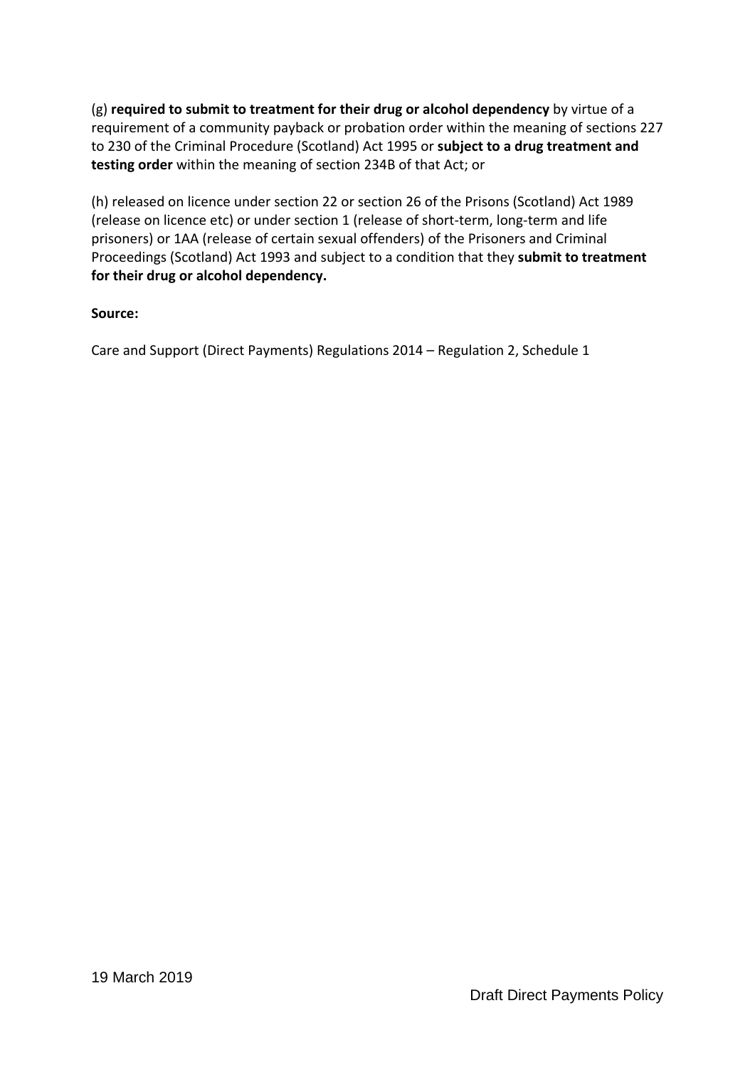(g) **required to submit to treatment for their drug or alcohol dependency** by virtue of a requirement of a community payback or probation order within the meaning of sections 227 to 230 of the Criminal Procedure (Scotland) Act 1995 or **subject to a drug treatment and testing order** within the meaning of section 234B of that Act; or

(h) released on licence under section 22 or section 26 of the Prisons (Scotland) Act 1989 (release on licence etc) or under section 1 (release of short-term, long-term and life prisoners) or 1AA (release of certain sexual offenders) of the Prisoners and Criminal Proceedings (Scotland) Act 1993 and subject to a condition that they **submit to treatment for their drug or alcohol dependency.**

**Source:**

Care and Support (Direct Payments) Regulations 2014 – Regulation 2, Schedule 1